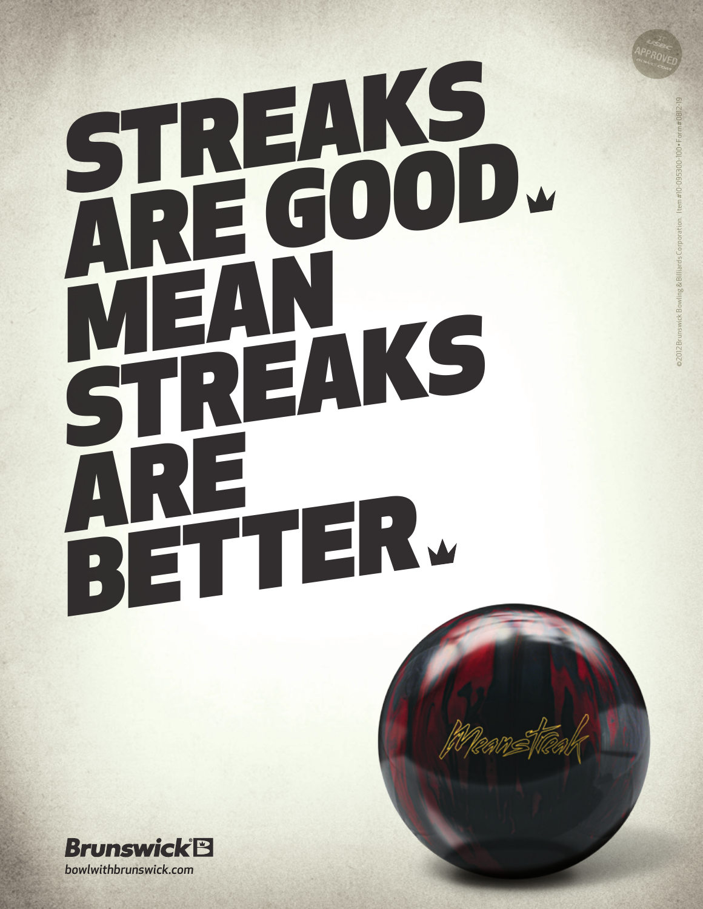# STREAKS ARE GOOD. MEAN STREAKS ARE BETTER.

Meanstreak

USBC APPROVED BOWL.COM

©2012 Brunswick Bowling & Billiards Corporation Item #10-095300-100 • Form # 0812-19

Brunswick

bowlwithbrunswick.com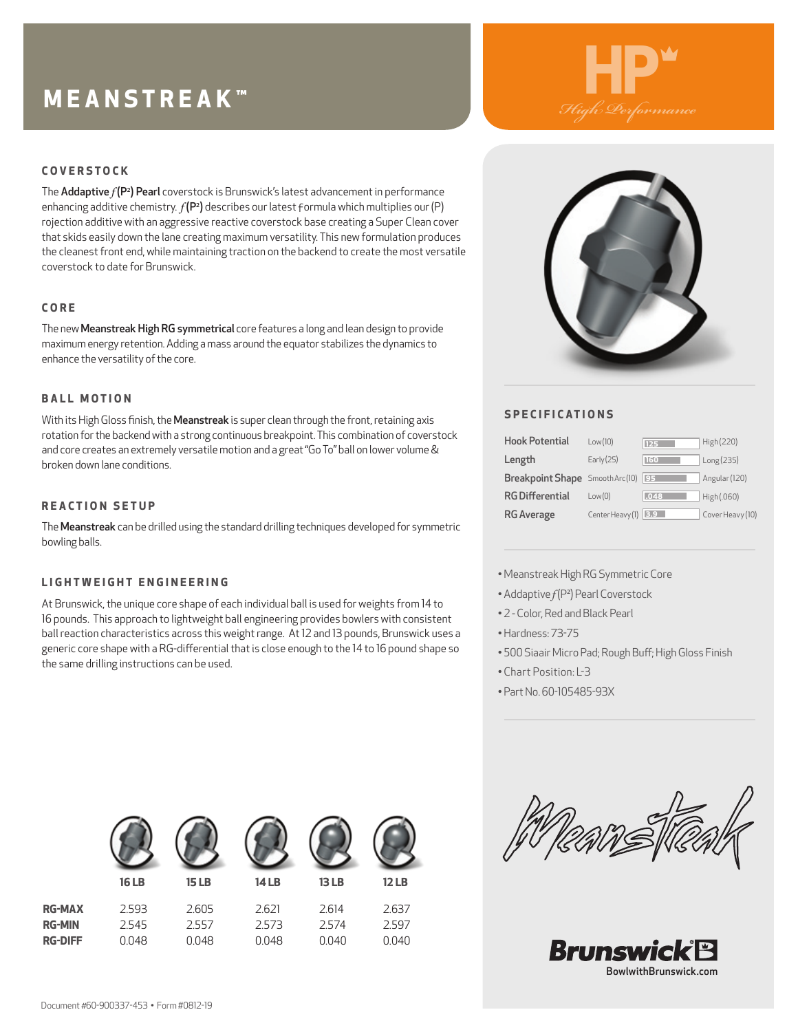# MEANSTREAK™

HP High Performance

## COVERSTOCK

The **Addaptive ƒ(P²) Pearl** coverstock is Brunswick's latest advancement in performance enhancing additive chemistry. ƒ(P²) describes our latest ƒormula which multiplies our (P) rojection additive with an aggressive reactive coverstock base creating a Super Clean cover that skids easily down the lane creating maximum versatility. This new formulation produces the cleanest front end, while maintaining traction on the backend to create the most versatile coverstock to date for Brunswick.

## CORE

The new **Meanstreak High RG symmetrical** core features a long and lean design to provide maximum energy retention. Adding a mass around the equator stabilizes the dynamics to enhance the versatility of the core.

## BALL MOTION

With its High Gloss finish, the **Meanstreak** is super clean through the front, retaining axis rotation for the backend with a strong continuous breakpoint. This combination of coverstock and core creates an extremely versatile motion and a great "Go To" ball on lower volume & broken down lane conditions.

## REACTION SETUP

The **Meanstreak** can be drilled using the standard drilling techniques developed for symmetric bowling balls.

## LIGHTWEIGHT ENGINEERING

At Brunswick, the unique core shape of each individual ball is used for weights from 14 to 16 pounds. This approach to lightweight ball engineering provides bowlers with consistent ball reaction characteristics across this weight range. At 12 and 13 pounds, Brunswick uses a generic core shape with a RG-differential that is close enough to the 14 to 16 pound shape so the same drilling instructions can be used.

## SPECIFICATIONS

| | | | |
|---|---|---|---|
| Hook Potential | Low (10) | 125 | High (220) |
| Length | Early (25) | 160 | Long (235) |
| Breakpoint Shape | Smooth Arc (10) | 95 | Angular (120) |
| RG Differential | Low (0) | .048 | High (.060) |
| RG Average | Center Heavy (1) | 3.9 | Cover Heavy (10) |

- Meanstreak High RG Symmetric Core
- Addaptive ƒ(P²) Pearl Coverstock
- 2 - Color, Red and Black Pearl
- Hardness: 73-75
- 500 Siaair Micro Pad; Rough Buff; High Gloss Finish
- Chart Position: L-3
- Part No. 60-105485-93X

| | 16 LB | 15 LB | 14 LB | 13 LB | 12 LB |
|---|---|---|---|---|---|
| **RG-MAX** | 2.593 | 2.605 | 2.621 | 2.614 | 2.637 |
| **RG-MIN** | 2.545 | 2.557 | 2.573 | 2.574 | 2.597 |
| **RG-DIFF** | 0.048 | 0.048 | 0.048 | 0.040 | 0.040 |

Meanstreak

Brunswick
BowlwithBrunswick.com

Document #60-900337-453 • Form #0812-19